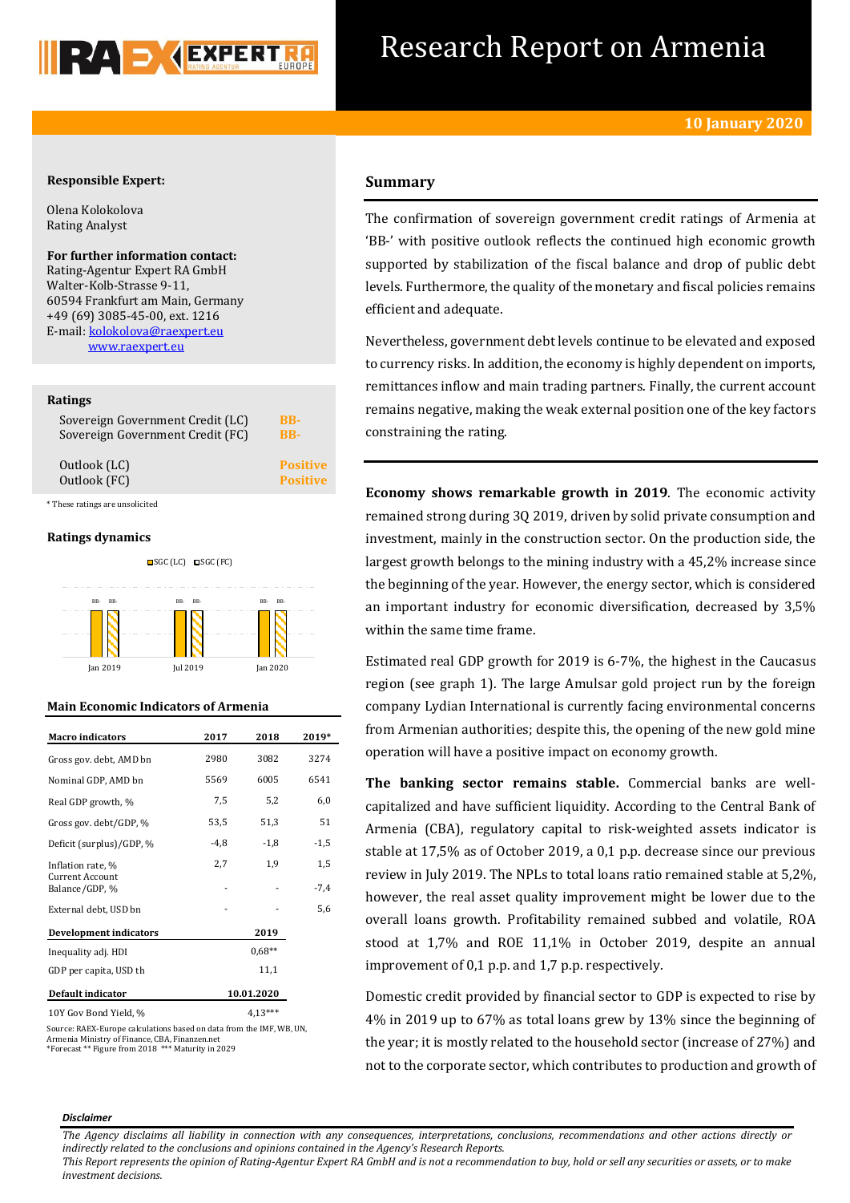# Research Report on Armenia

**10 January 2020**

**Responsible Expert:**

Olena Kolokolova
Rating Analyst

**For further information contact:**
Rating-Agentur Expert RA GmbH
Walter-Kolb-Strasse 9-11,
60594 Frankfurt am Main, Germany
+49 (69) 3085-45-00, ext. 1216
E-mail: kolokolova@raexpert.eu
www.raexpert.eu

**Ratings**

| | |
|---|---|
| Sovereign Government Credit (LC) | BB- |
| Sovereign Government Credit (FC) | BB- |
| Outlook (LC) | Positive |
| Outlook (FC) | Positive |

\* These ratings are unsolicited

**Ratings dynamics**

SGC (LC) SGC (FC)

| | Jan 2019 | Jul 2019 | Jan 2020 |
|---|---|---|---|
| SGC (LC) | BB- | BB- | BB- |
| SGC (FC) | BB- | BB- | BB- |

**Main Economic Indicators of Armenia**

| Macro indicators | 2017 | 2018 | 2019* |
|---|---|---|---|
| Gross gov. debt, AMD bn | 2980 | 3082 | 3274 |
| Nominal GDP, AMD bn | 5569 | 6005 | 6541 |
| Real GDP growth, % | 7,5 | 5,2 | 6,0 |
| Gross gov. debt/GDP, % | 53,5 | 51,3 | 51 |
| Deficit (surplus)/GDP, % | -4,8 | -1,8 | -1,5 |
| Inflation rate, % | 2,7 | 1,9 | 1,5 |
| Current Account Balance/GDP, % | - | - | -7,4 |
| External debt, USD bn | - | - | 5,6 |
| **Development indicators** | | **2019** | |
| Inequality adj. HDI | | 0,68** | |
| GDP per capita, USD th | | 11,1 | |
| **Default indicator** | | **10.01.2020** | |
| 10Y Gov Bond Yield, % | | 4,13*** | |

Source: RAEX-Europe calculations based on data from the IMF, WB, UN, Armenia Ministry of Finance, CBA, Finanzen.net
*Forecast ** Figure from 2018 *** Maturity in 2029

## Summary

The confirmation of sovereign government credit ratings of Armenia at 'BB-' with positive outlook reflects the continued high economic growth supported by stabilization of the fiscal balance and drop of public debt levels. Furthermore, the quality of the monetary and fiscal policies remains efficient and adequate.

Nevertheless, government debt levels continue to be elevated and exposed to currency risks. In addition, the economy is highly dependent on imports, remittances inflow and main trading partners. Finally, the current account remains negative, making the weak external position one of the key factors constraining the rating.

**Economy shows remarkable growth in 2019**. The economic activity remained strong during 3Q 2019, driven by solid private consumption and investment, mainly in the construction sector. On the production side, the largest growth belongs to the mining industry with a 45,2% increase since the beginning of the year. However, the energy sector, which is considered an important industry for economic diversification, decreased by 3,5% within the same time frame.

Estimated real GDP growth for 2019 is 6-7%, the highest in the Caucasus region (see graph 1). The large Amulsar gold project run by the foreign company Lydian International is currently facing environmental concerns from Armenian authorities; despite this, the opening of the new gold mine operation will have a positive impact on economy growth.

**The banking sector remains stable.** Commercial banks are well-capitalized and have sufficient liquidity. According to the Central Bank of Armenia (CBA), regulatory capital to risk-weighted assets indicator is stable at 17,5% as of October 2019, a 0,1 p.p. decrease since our previous review in July 2019. The NPLs to total loans ratio remained stable at 5,2%, however, the real asset quality improvement might be lower due to the overall loans growth. Profitability remained subbed and volatile, ROA stood at 1,7% and ROE 11,1% in October 2019, despite an annual improvement of 0,1 p.p. and 1,7 p.p. respectively.

Domestic credit provided by financial sector to GDP is expected to rise by 4% in 2019 up to 67% as total loans grew by 13% since the beginning of the year; it is mostly related to the household sector (increase of 27%) and not to the corporate sector, which contributes to production and growth of

*Disclaimer*

*The Agency disclaims all liability in connection with any consequences, interpretations, conclusions, recommendations and other actions directly or indirectly related to the conclusions and opinions contained in the Agency's Research Reports.*
*This Report represents the opinion of Rating-Agentur Expert RA GmbH and is not a recommendation to buy, hold or sell any securities or assets, or to make investment decisions.*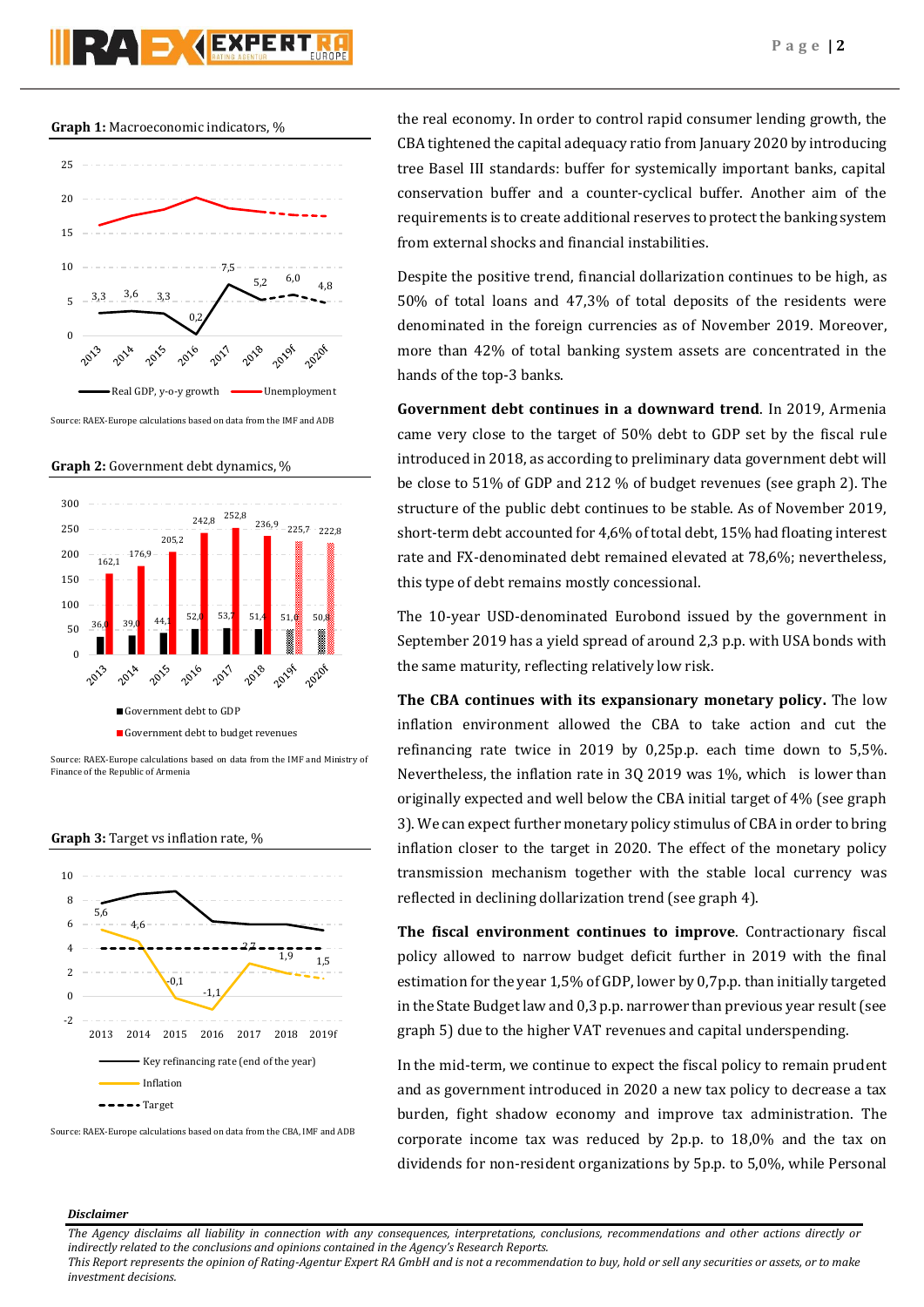**Graph 1:** Macroeconomic indicators, %

Source: RAEX-Europe calculations based on data from the IMF and ADB

**Graph 2:** Government debt dynamics, %

Source: RAEX-Europe calculations based on data from the IMF and Ministry of Finance of the Republic of Armenia

**Graph 3:** Target vs inflation rate, %

Source: RAEX-Europe calculations based on data from the CBA, IMF and ADB

the real economy. In order to control rapid consumer lending growth, the CBA tightened the capital adequacy ratio from January 2020 by introducing tree Basel III standards: buffer for systemically important banks, capital conservation buffer and a counter-cyclical buffer. Another aim of the requirements is to create additional reserves to protect the banking system from external shocks and financial instabilities.

Despite the positive trend, financial dollarization continues to be high, as 50% of total loans and 47,3% of total deposits of the residents were denominated in the foreign currencies as of November 2019. Moreover, more than 42% of total banking system assets are concentrated in the hands of the top-3 banks.

**Government debt continues in a downward trend**. In 2019, Armenia came very close to the target of 50% debt to GDP set by the fiscal rule introduced in 2018, as according to preliminary data government debt will be close to 51% of GDP and 212 % of budget revenues (see graph 2). The structure of the public debt continues to be stable. As of November 2019, short-term debt accounted for 4,6% of total debt, 15% had floating interest rate and FX-denominated debt remained elevated at 78,6%; nevertheless, this type of debt remains mostly concessional.

The 10-year USD-denominated Eurobond issued by the government in September 2019 has a yield spread of around 2,3 p.p. with USA bonds with the same maturity, reflecting relatively low risk.

**The CBA continues with its expansionary monetary policy.** The low inflation environment allowed the CBA to take action and cut the refinancing rate twice in 2019 by 0,25p.p. each time down to 5,5%. Nevertheless, the inflation rate in 3Q 2019 was 1%, which is lower than originally expected and well below the CBA initial target of 4% (see graph 3). We can expect further monetary policy stimulus of CBA in order to bring inflation closer to the target in 2020. The effect of the monetary policy transmission mechanism together with the stable local currency was reflected in declining dollarization trend (see graph 4).

**The fiscal environment continues to improve**. Contractionary fiscal policy allowed to narrow budget deficit further in 2019 with the final estimation for the year 1,5% of GDP, lower by 0,7p.p. than initially targeted in the State Budget law and 0,3 p.p. narrower than previous year result (see graph 5) due to the higher VAT revenues and capital underspending.

In the mid-term, we continue to expect the fiscal policy to remain prudent and as government introduced in 2020 a new tax policy to decrease a tax burden, fight shadow economy and improve tax administration. The corporate income tax was reduced by 2p.p. to 18,0% and the tax on dividends for non-resident organizations by 5p.p. to 5,0%, while Personal

***Disclaimer***

*The Agency disclaims all liability in connection with any consequences, interpretations, conclusions, recommendations and other actions directly or indirectly related to the conclusions and opinions contained in the Agency's Research Reports.*
*This Report represents the opinion of Rating-Agentur Expert RA GmbH and is not a recommendation to buy, hold or sell any securities or assets, or to make investment decisions.*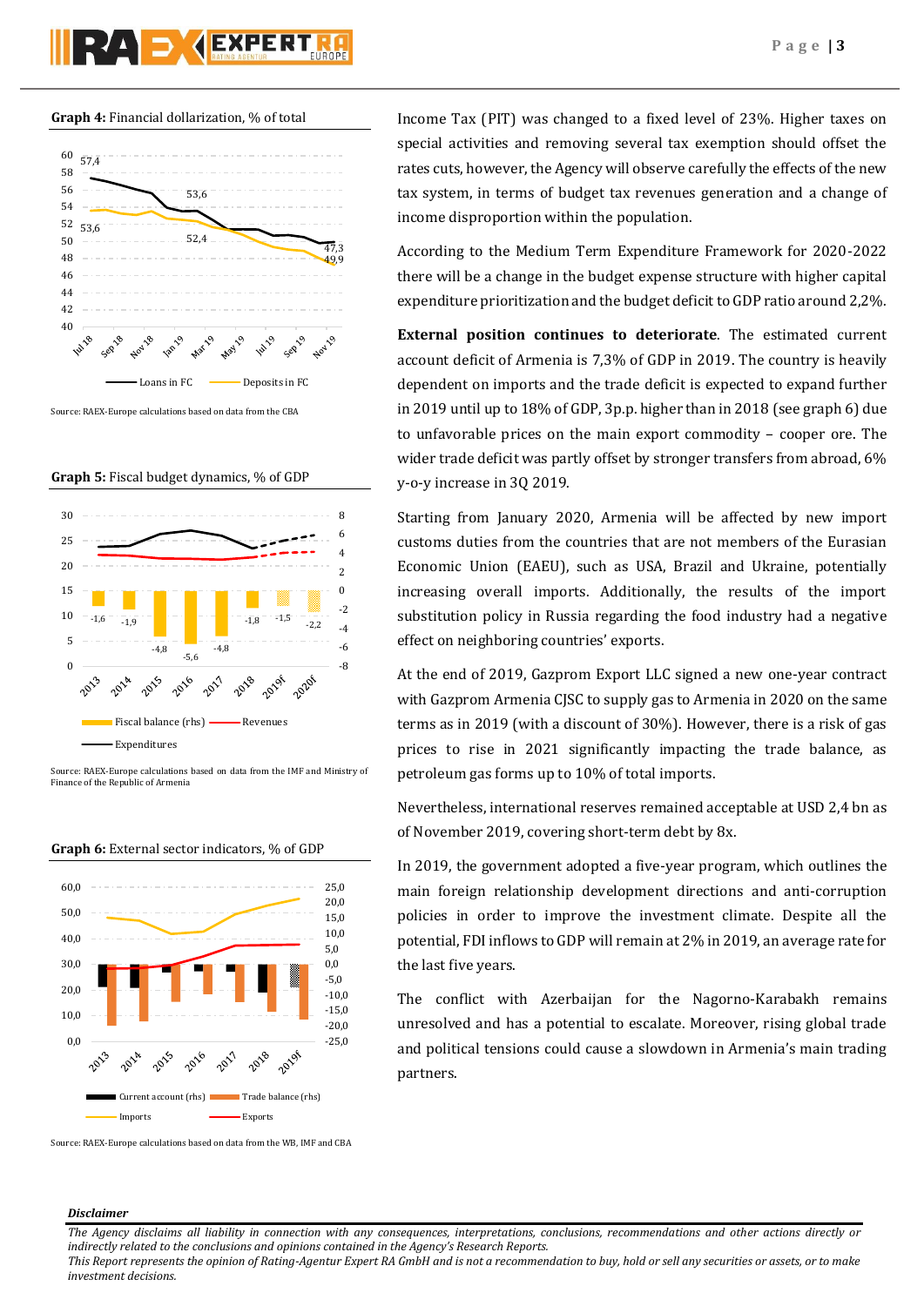**Graph 4:** Financial dollarization, % of total

Source: RAEX-Europe calculations based on data from the CBA

**Graph 5:** Fiscal budget dynamics, % of GDP

Source: RAEX-Europe calculations based on data from the IMF and Ministry of Finance of the Republic of Armenia

**Graph 6:** External sector indicators, % of GDP

Source: RAEX-Europe calculations based on data from the WB, IMF and CBA

Income Tax (PIT) was changed to a fixed level of 23%. Higher taxes on special activities and removing several tax exemption should offset the rates cuts, however, the Agency will observe carefully the effects of the new tax system, in terms of budget tax revenues generation and a change of income disproportion within the population.

According to the Medium Term Expenditure Framework for 2020-2022 there will be a change in the budget expense structure with higher capital expenditure prioritization and the budget deficit to GDP ratio around 2,2%.

**External position continues to deteriorate**. The estimated current account deficit of Armenia is 7,3% of GDP in 2019. The country is heavily dependent on imports and the trade deficit is expected to expand further in 2019 until up to 18% of GDP, 3p.p. higher than in 2018 (see graph 6) due to unfavorable prices on the main export commodity – cooper ore. The wider trade deficit was partly offset by stronger transfers from abroad, 6% y-o-y increase in 3Q 2019.

Starting from January 2020, Armenia will be affected by new import customs duties from the countries that are not members of the Eurasian Economic Union (EAEU), such as USA, Brazil and Ukraine, potentially increasing overall imports. Additionally, the results of the import substitution policy in Russia regarding the food industry had a negative effect on neighboring countries' exports.

At the end of 2019, Gazprom Export LLC signed a new one-year contract with Gazprom Armenia CJSC to supply gas to Armenia in 2020 on the same terms as in 2019 (with a discount of 30%). However, there is a risk of gas prices to rise in 2021 significantly impacting the trade balance, as petroleum gas forms up to 10% of total imports.

Nevertheless, international reserves remained acceptable at USD 2,4 bn as of November 2019, covering short-term debt by 8x.

In 2019, the government adopted a five-year program, which outlines the main foreign relationship development directions and anti-corruption policies in order to improve the investment climate. Despite all the potential, FDI inflows to GDP will remain at 2% in 2019, an average rate for the last five years.

The conflict with Azerbaijan for the Nagorno-Karabakh remains unresolved and has a potential to escalate. Moreover, rising global trade and political tensions could cause a slowdown in Armenia's main trading partners.

***Disclaimer***

*The Agency disclaims all liability in connection with any consequences, interpretations, conclusions, recommendations and other actions directly or indirectly related to the conclusions and opinions contained in the Agency's Research Reports.*

*This Report represents the opinion of Rating-Agentur Expert RA GmbH and is not a recommendation to buy, hold or sell any securities or assets, or to make investment decisions.*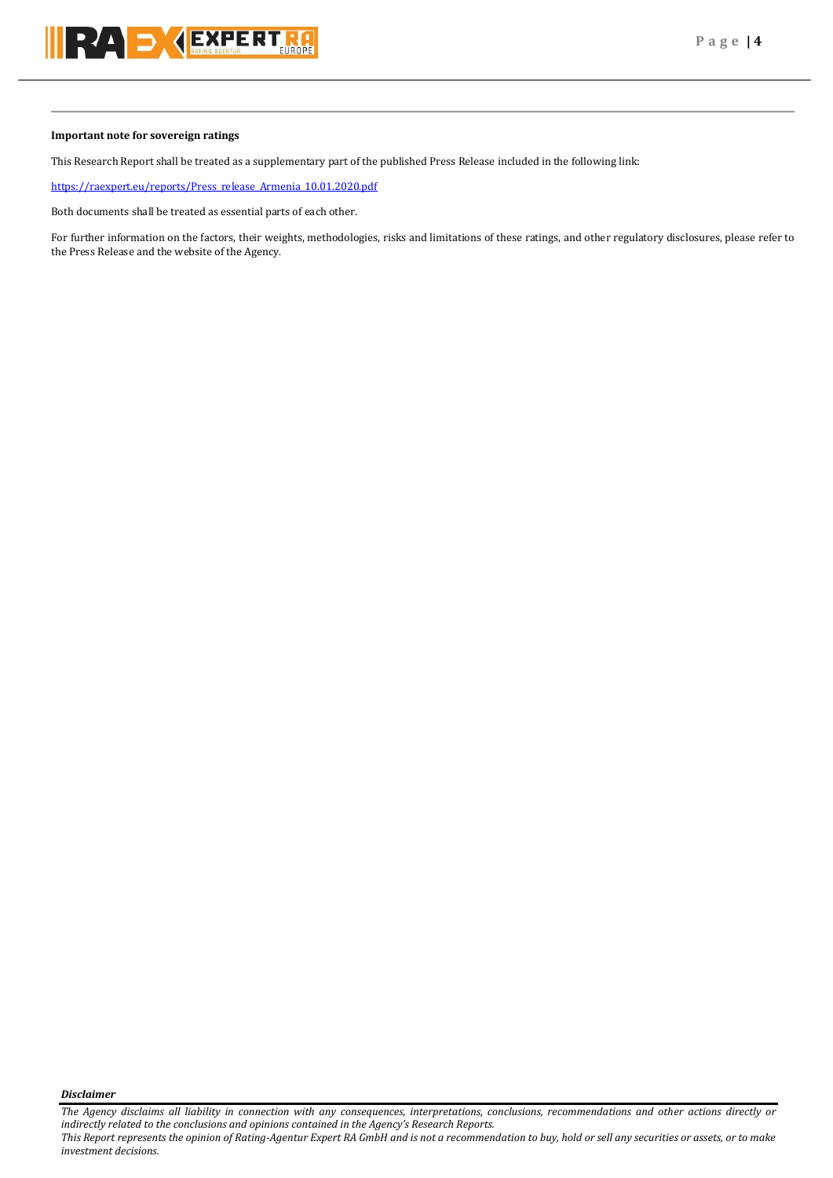**Important note for sovereign ratings**

This Research Report shall be treated as a supplementary part of the published Press Release included in the following link:

[https://raexpert.eu/reports/Press_release_Armenia_10.01.2020.pdf](https://raexpert.eu/reports/Press_release_Armenia_10.01.2020.pdf)

Both documents shall be treated as essential parts of each other.

For further information on the factors, their weights, methodologies, risks and limitations of these ratings, and other regulatory disclosures, please refer to the Press Release and the website of the Agency.

***Disclaimer***

*The Agency disclaims all liability in connection with any consequences, interpretations, conclusions, recommendations and other actions directly or indirectly related to the conclusions and opinions contained in the Agency's Research Reports.*

*This Report represents the opinion of Rating-Agentur Expert RA GmbH and is not a recommendation to buy, hold or sell any securities or assets, or to make investment decisions.*